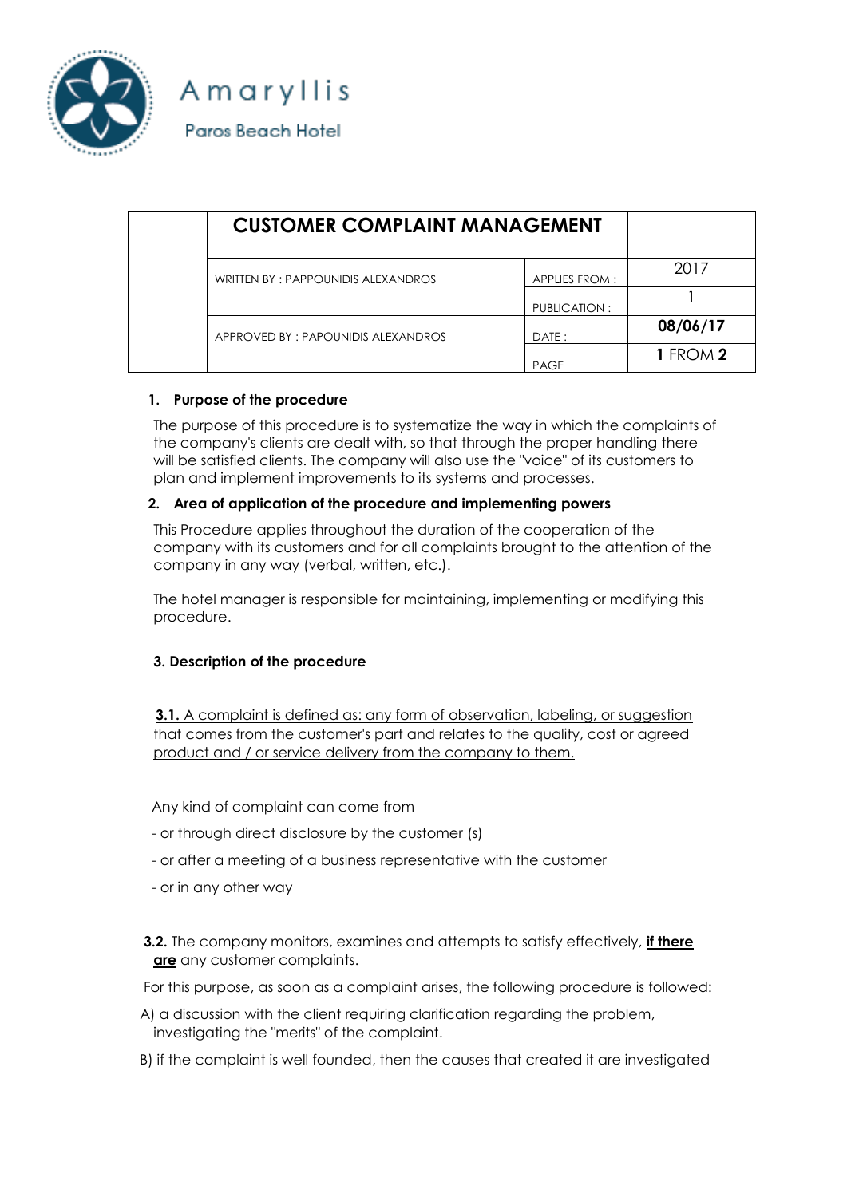Amaryllis

Paros Beach Hotel

| | CUSTOMER COMPLAINT MANAGEMENT | | |
|---|---|---|---|
| | WRITTEN BY : PAPPOUNIDIS ALEXANDROS | APPLIES FROM : | 2017 |
| | | PUBLICATION : | 1 |
| | APPROVED BY : PAPOUNIDIS ALEXANDROS | DATE : | **08/06/17** |
| | | PAGE | **1** FROM **2** |

**1. Purpose of the procedure**

The purpose of this procedure is to systematize the way in which the complaints of the company's clients are dealt with, so that through the proper handling there will be satisfied clients. The company will also use the "voice" of its customers to plan and implement improvements to its systems and processes.

**2. Area of application of the procedure and implementing powers**

This Procedure applies throughout the duration of the cooperation of the company with its customers and for all complaints brought to the attention of the company in any way (verbal, written, etc.).

The hotel manager is responsible for maintaining, implementing or modifying this procedure.

**3. Description of the procedure**

<u>**3.1.** A complaint is defined as: any form of observation, labeling, or suggestion that comes from the customer's part and relates to the quality, cost or agreed product and / or service delivery from the company to them.</u>

Any kind of complaint can come from

- or through direct disclosure by the customer (s)
- or after a meeting of a business representative with the customer
- or in any other way

**3.2.** The company monitors, examines and attempts to satisfy effectively, <u>**if there are**</u> any customer complaints.

For this purpose, as soon as a complaint arises, the following procedure is followed:

A) a discussion with the client requiring clarification regarding the problem, investigating the "merits" of the complaint.

B) if the complaint is well founded, then the causes that created it are investigated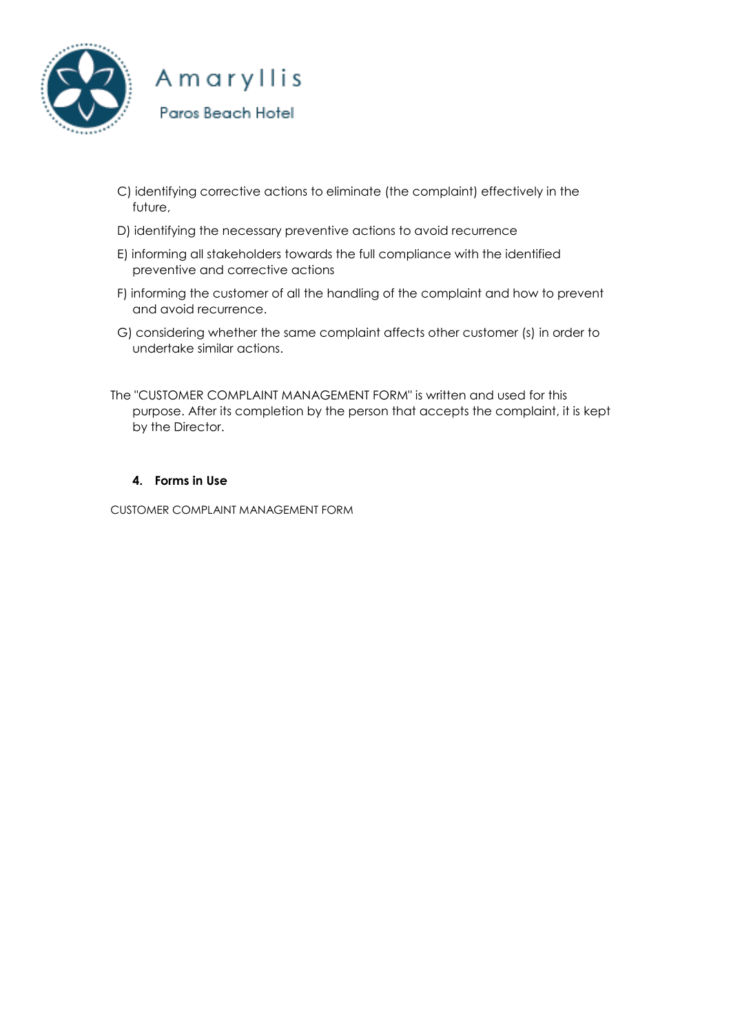C) identifying corrective actions to eliminate (the complaint) effectively in the future,

D) identifying the necessary preventive actions to avoid recurrence

E) informing all stakeholders towards the full compliance with the identified preventive and corrective actions

F) informing the customer of all the handling of the complaint and how to prevent and avoid recurrence.

G) considering whether the same complaint affects other customer (s) in order to undertake similar actions.

The "CUSTOMER COMPLAINT MANAGEMENT FORM" is written and used for this purpose. After its completion by the person that accepts the complaint, it is kept by the Director.

**4. Forms in Use**

CUSTOMER COMPLAINT MANAGEMENT FORM